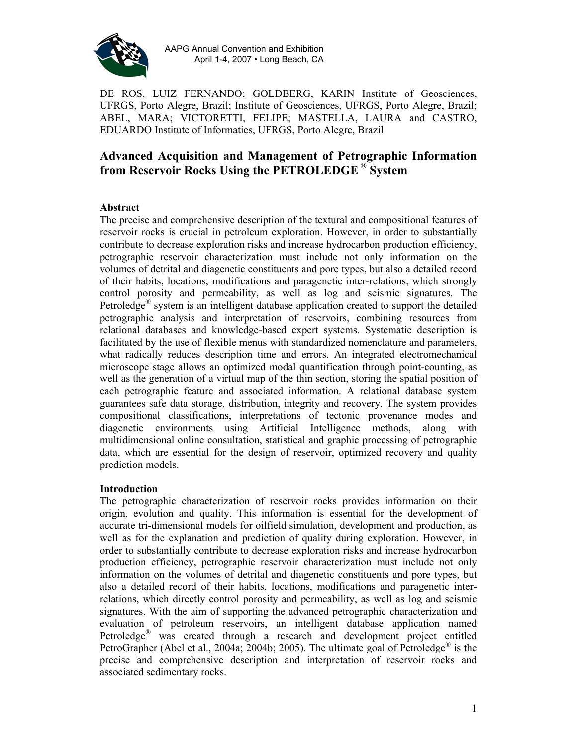AAPG Annual Convention and Exhibition
April 1-4, 2007 • Long Beach, CA

DE ROS, LUIZ FERNANDO; GOLDBERG, KARIN Institute of Geosciences, UFRGS, Porto Alegre, Brazil; Institute of Geosciences, UFRGS, Porto Alegre, Brazil; ABEL, MARA; VICTORETTI, FELIPE; MASTELLA, LAURA and CASTRO, EDUARDO Institute of Informatics, UFRGS, Porto Alegre, Brazil

# Advanced Acquisition and Management of Petrographic Information from Reservoir Rocks Using the PETROLEDGE® System

## Abstract

The precise and comprehensive description of the textural and compositional features of reservoir rocks is crucial in petroleum exploration. However, in order to substantially contribute to decrease exploration risks and increase hydrocarbon production efficiency, petrographic reservoir characterization must include not only information on the volumes of detrital and diagenetic constituents and pore types, but also a detailed record of their habits, locations, modifications and paragenetic inter-relations, which strongly control porosity and permeability, as well as log and seismic signatures. The Petroledge® system is an intelligent database application created to support the detailed petrographic analysis and interpretation of reservoirs, combining resources from relational databases and knowledge-based expert systems. Systematic description is facilitated by the use of flexible menus with standardized nomenclature and parameters, what radically reduces description time and errors. An integrated electromechanical microscope stage allows an optimized modal quantification through point-counting, as well as the generation of a virtual map of the thin section, storing the spatial position of each petrographic feature and associated information. A relational database system guarantees safe data storage, distribution, integrity and recovery. The system provides compositional classifications, interpretations of tectonic provenance modes and diagenetic environments using Artificial Intelligence methods, along with multidimensional online consultation, statistical and graphic processing of petrographic data, which are essential for the design of reservoir, optimized recovery and quality prediction models.

## Introduction

The petrographic characterization of reservoir rocks provides information on their origin, evolution and quality. This information is essential for the development of accurate tri-dimensional models for oilfield simulation, development and production, as well as for the explanation and prediction of quality during exploration. However, in order to substantially contribute to decrease exploration risks and increase hydrocarbon production efficiency, petrographic reservoir characterization must include not only information on the volumes of detrital and diagenetic constituents and pore types, but also a detailed record of their habits, locations, modifications and paragenetic inter-relations, which directly control porosity and permeability, as well as log and seismic signatures. With the aim of supporting the advanced petrographic characterization and evaluation of petroleum reservoirs, an intelligent database application named Petroledge® was created through a research and development project entitled PetroGrapher (Abel et al., 2004a; 2004b; 2005). The ultimate goal of Petroledge® is the precise and comprehensive description and interpretation of reservoir rocks and associated sedimentary rocks.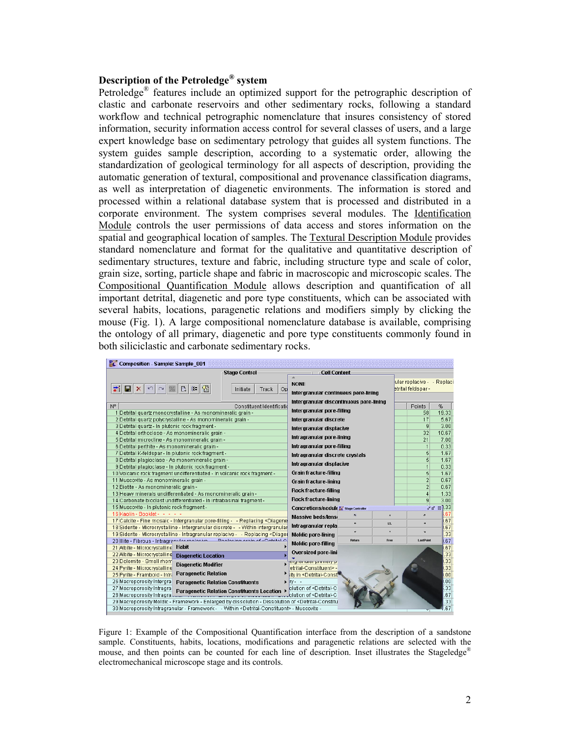## Description of the Petroledge® system

Petroledge® features include an optimized support for the petrographic description of clastic and carbonate reservoirs and other sedimentary rocks, following a standard workflow and technical petrographic nomenclature that insures consistency of stored information, security information access control for several classes of users, and a large expert knowledge base on sedimentary petrology that guides all system functions. The system guides sample description, according to a systematic order, allowing the standardization of geological terminology for all aspects of description, providing the automatic generation of textural, compositional and provenance classification diagrams, as well as interpretation of diagenetic environments. The information is stored and processed within a relational database system that is processed and distributed in a corporate environment. The system comprises several modules. The Identification Module controls the user permissions of data access and stores information on the spatial and geographical location of samples. The Textural Description Module provides standard nomenclature and format for the qualitative and quantitative description of sedimentary structures, texture and fabric, including structure type and scale of color, grain size, sorting, particle shape and fabric in macroscopic and microscopic scales. The Compositional Quantification Module allows description and quantification of all important detrital, diagenetic and pore type constituents, which can be associated with several habits, locations, paragenetic relations and modifiers simply by clicking the mouse (Fig. 1). A large compositional nomenclature database is available, comprising the ontology of all primary, diagenetic and pore type constituents commonly found in both siliciclastic and carbonate sedimentary rocks.

Figure 1: Example of the Compositional Quantification interface from the description of a sandstone sample. Constituents, habits, locations, modifications and paragenetic relations are selected with the mouse, and then points can be counted for each line of description. Inset illustrates the Stageledge® electromechanical microscope stage and its controls.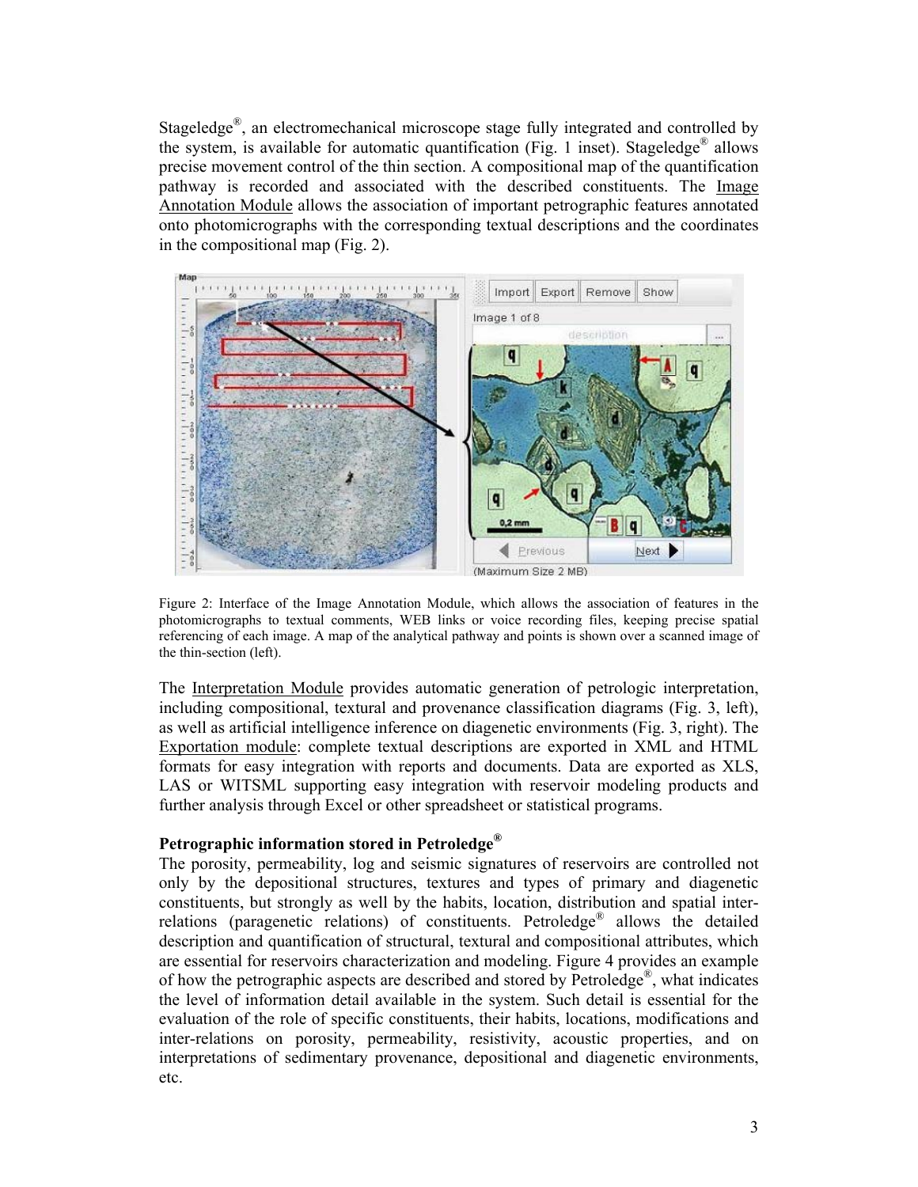Stageledge®, an electromechanical microscope stage fully integrated and controlled by the system, is available for automatic quantification (Fig. 1 inset). Stageledge® allows precise movement control of the thin section. A compositional map of the quantification pathway is recorded and associated with the described constituents. The Image Annotation Module allows the association of important petrographic features annotated onto photomicrographs with the corresponding textual descriptions and the coordinates in the compositional map (Fig. 2).

Figure 2: Interface of the Image Annotation Module, which allows the association of features in the photomicrographs to textual comments, WEB links or voice recording files, keeping precise spatial referencing of each image. A map of the analytical pathway and points is shown over a scanned image of the thin-section (left).

The Interpretation Module provides automatic generation of petrologic interpretation, including compositional, textural and provenance classification diagrams (Fig. 3, left), as well as artificial intelligence inference on diagenetic environments (Fig. 3, right). The Exportation module: complete textual descriptions are exported in XML and HTML formats for easy integration with reports and documents. Data are exported as XLS, LAS or WITSML supporting easy integration with reservoir modeling products and further analysis through Excel or other spreadsheet or statistical programs.

**Petrographic information stored in Petroledge®**

The porosity, permeability, log and seismic signatures of reservoirs are controlled not only by the depositional structures, textures and types of primary and diagenetic constituents, but strongly as well by the habits, location, distribution and spatial inter-relations (paragenetic relations) of constituents. Petroledge® allows the detailed description and quantification of structural, textural and compositional attributes, which are essential for reservoirs characterization and modeling. Figure 4 provides an example of how the petrographic aspects are described and stored by Petroledge®, what indicates the level of information detail available in the system. Such detail is essential for the evaluation of the role of specific constituents, their habits, locations, modifications and inter-relations on porosity, permeability, resistivity, acoustic properties, and on interpretations of sedimentary provenance, depositional and diagenetic environments, etc.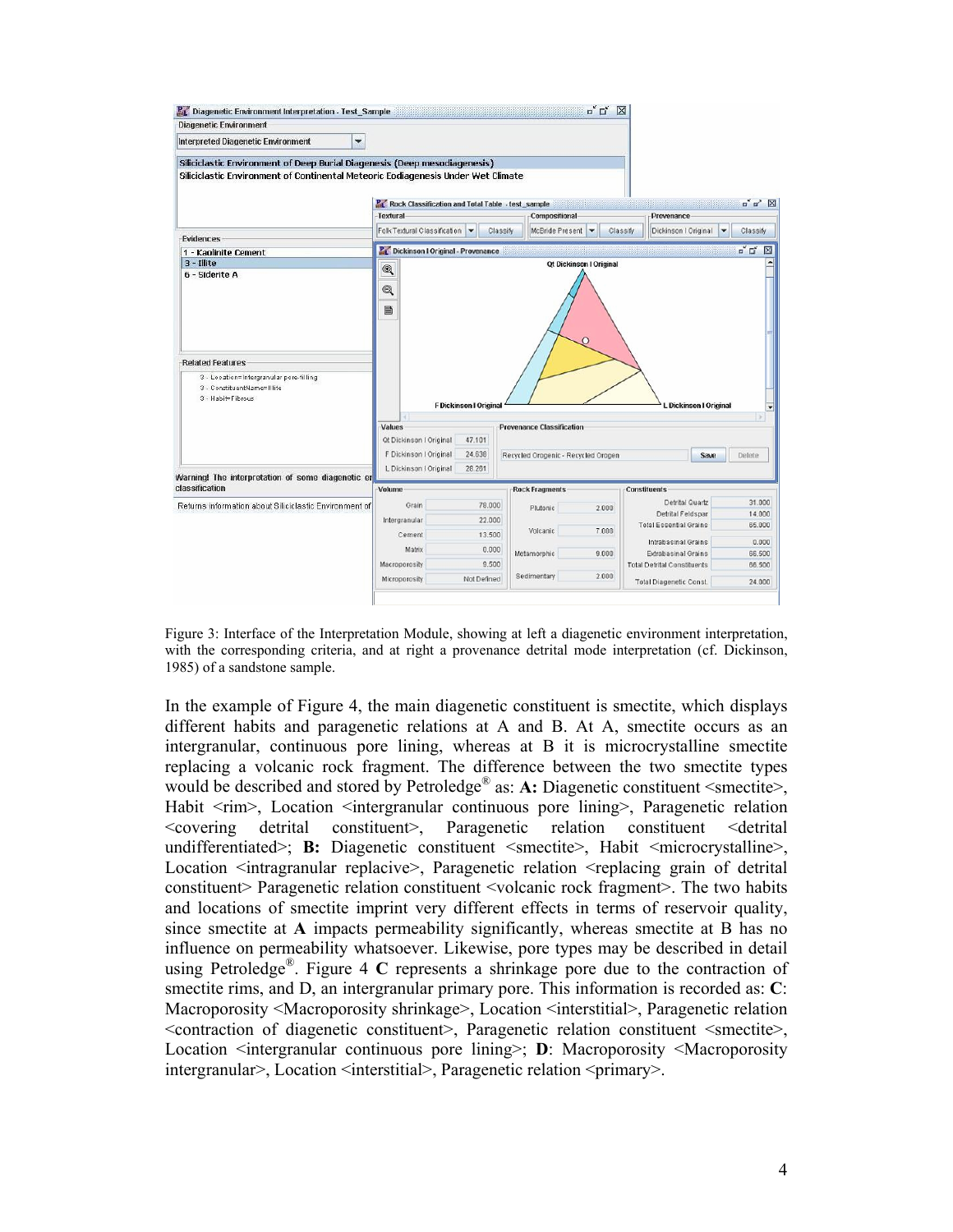Figure 3: Interface of the Interpretation Module, showing at left a diagenetic environment interpretation, with the corresponding criteria, and at right a provenance detrital mode interpretation (cf. Dickinson, 1985) of a sandstone sample.

In the example of Figure 4, the main diagenetic constituent is smectite, which displays different habits and paragenetic relations at A and B. At A, smectite occurs as an intergranular, continuous pore lining, whereas at B it is microcrystalline smectite replacing a volcanic rock fragment. The difference between the two smectite types would be described and stored by Petroledge® as: **A:** Diagenetic constituent <smectite>, Habit <rim>, Location <intergranular continuous pore lining>, Paragenetic relation <covering detrital constituent>, Paragenetic relation constituent <detrital undifferentiated>; **B:** Diagenetic constituent <smectite>, Habit <microcrystalline>, Location <intragranular replacive>, Paragenetic relation <replacing grain of detrital constituent> Paragenetic relation constituent <volcanic rock fragment>. The two habits and locations of smectite imprint very different effects in terms of reservoir quality, since smectite at **A** impacts permeability significantly, whereas smectite at B has no influence on permeability whatsoever. Likewise, pore types may be described in detail using Petroledge®. Figure 4 **C** represents a shrinkage pore due to the contraction of smectite rims, and D, an intergranular primary pore. This information is recorded as: **C**: Macroporosity <Macroporosity shrinkage>, Location <interstitial>, Paragenetic relation <contraction of diagenetic constituent>, Paragenetic relation constituent <smectite>, Location <intergranular continuous pore lining>; **D**: Macroporosity <Macroporosity intergranular>, Location <interstitial>, Paragenetic relation <primary>.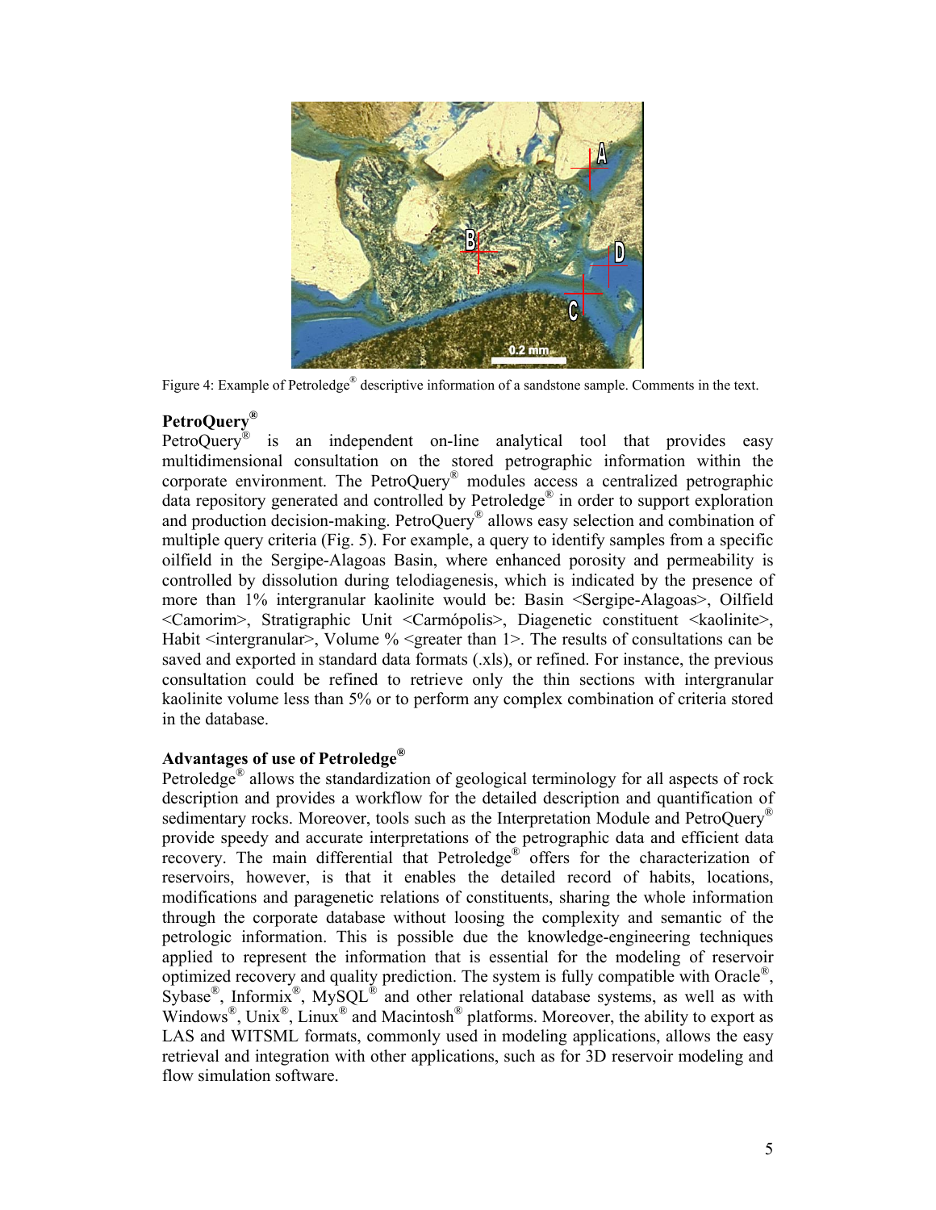Figure 4: Example of Petroledge® descriptive information of a sandstone sample. Comments in the text.

**PetroQuery®**

PetroQuery® is an independent on-line analytical tool that provides easy multidimensional consultation on the stored petrographic information within the corporate environment. The PetroQuery® modules access a centralized petrographic data repository generated and controlled by Petroledge® in order to support exploration and production decision-making. PetroQuery® allows easy selection and combination of multiple query criteria (Fig. 5). For example, a query to identify samples from a specific oilfield in the Sergipe-Alagoas Basin, where enhanced porosity and permeability is controlled by dissolution during telodiagenesis, which is indicated by the presence of more than 1% intergranular kaolinite would be: Basin <Sergipe-Alagoas>, Oilfield <Camorim>, Stratigraphic Unit <Carmópolis>, Diagenetic constituent <kaolinite>, Habit <intergranular>, Volume % <greater than 1>. The results of consultations can be saved and exported in standard data formats (.xls), or refined. For instance, the previous consultation could be refined to retrieve only the thin sections with intergranular kaolinite volume less than 5% or to perform any complex combination of criteria stored in the database.

**Advantages of use of Petroledge®**

Petroledge® allows the standardization of geological terminology for all aspects of rock description and provides a workflow for the detailed description and quantification of sedimentary rocks. Moreover, tools such as the Interpretation Module and PetroQuery® provide speedy and accurate interpretations of the petrographic data and efficient data recovery. The main differential that Petroledge® offers for the characterization of reservoirs, however, is that it enables the detailed record of habits, locations, modifications and paragenetic relations of constituents, sharing the whole information through the corporate database without loosing the complexity and semantic of the petrologic information. This is possible due the knowledge-engineering techniques applied to represent the information that is essential for the modeling of reservoir optimized recovery and quality prediction. The system is fully compatible with Oracle®, Sybase®, Informix®, MySQL® and other relational database systems, as well as with Windows®, Unix®, Linux® and Macintosh® platforms. Moreover, the ability to export as LAS and WITSML formats, commonly used in modeling applications, allows the easy retrieval and integration with other applications, such as for 3D reservoir modeling and flow simulation software.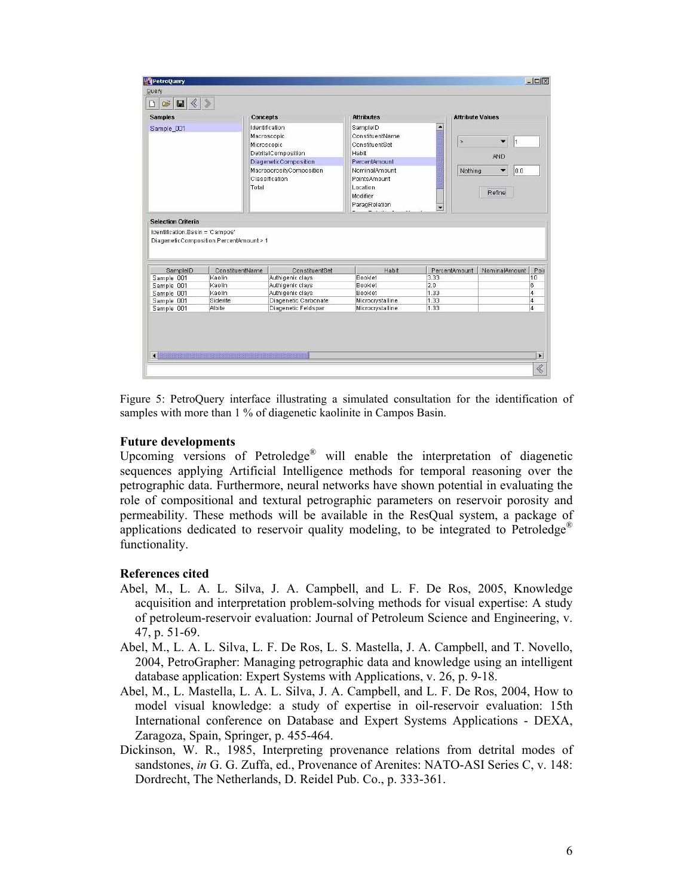Figure 5: PetroQuery interface illustrating a simulated consultation for the identification of samples with more than 1 % of diagenetic kaolinite in Campos Basin.

**Future developments**

Upcoming versions of Petroledge® will enable the interpretation of diagenetic sequences applying Artificial Intelligence methods for temporal reasoning over the petrographic data. Furthermore, neural networks have shown potential in evaluating the role of compositional and textural petrographic parameters on reservoir porosity and permeability. These methods will be available in the ResQual system, a package of applications dedicated to reservoir quality modeling, to be integrated to Petroledge® functionality.

**References cited**

Abel, M., L. A. L. Silva, J. A. Campbell, and L. F. De Ros, 2005, Knowledge acquisition and interpretation problem-solving methods for visual expertise: A study of petroleum-reservoir evaluation: Journal of Petroleum Science and Engineering, v. 47, p. 51-69.

Abel, M., L. A. L. Silva, L. F. De Ros, L. S. Mastella, J. A. Campbell, and T. Novello, 2004, PetroGrapher: Managing petrographic data and knowledge using an intelligent database application: Expert Systems with Applications, v. 26, p. 9-18.

Abel, M., L. Mastella, L. A. L. Silva, J. A. Campbell, and L. F. De Ros, 2004, How to model visual knowledge: a study of expertise in oil-reservoir evaluation: 15th International conference on Database and Expert Systems Applications - DEXA, Zaragoza, Spain, Springer, p. 455-464.

Dickinson, W. R., 1985, Interpreting provenance relations from detrital modes of sandstones, *in* G. G. Zuffa, ed., Provenance of Arenites: NATO-ASI Series C, v. 148: Dordrecht, The Netherlands, D. Reidel Pub. Co., p. 333-361.